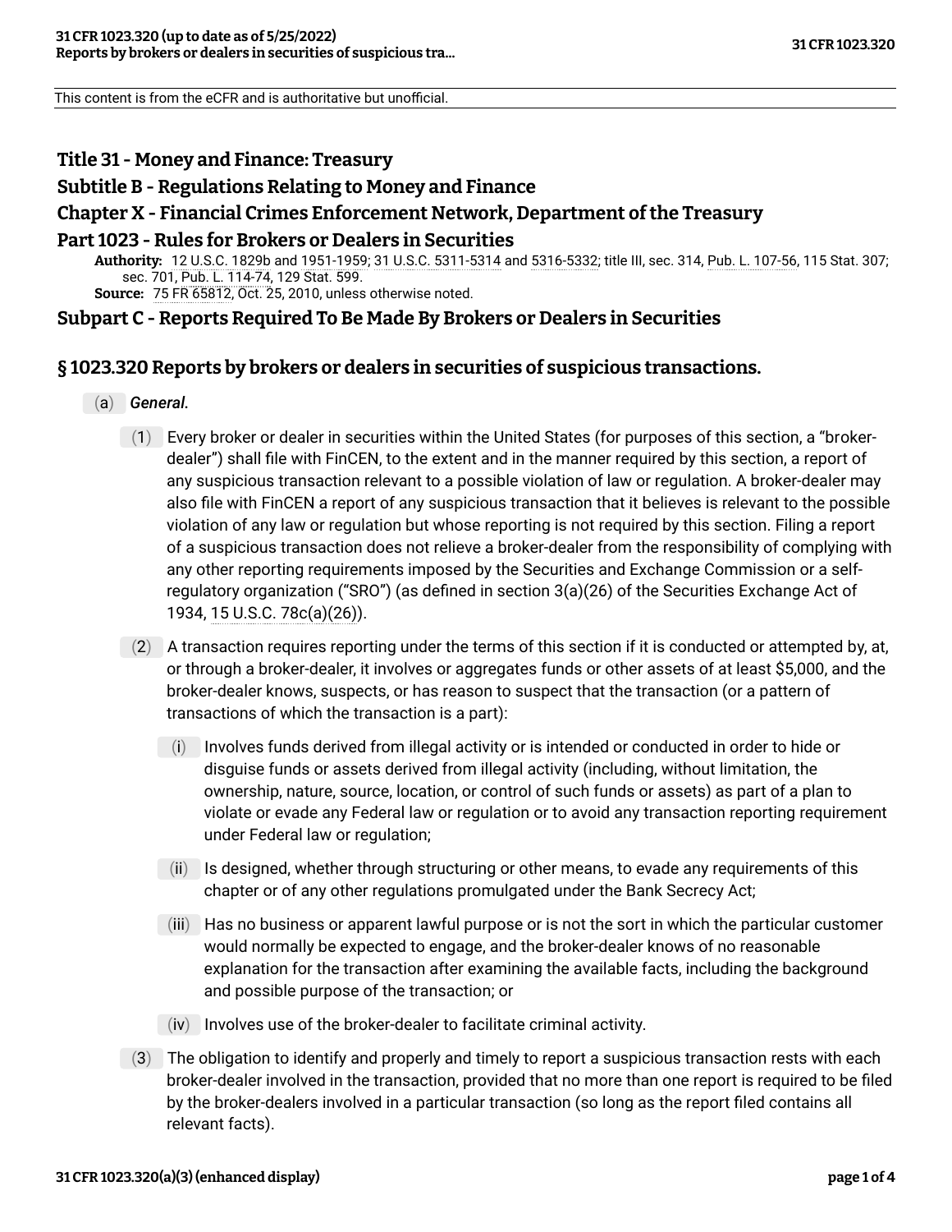This content is from the eCFR and is authoritative but unofficial.

## Title 31 - Money and Finance: Treasury

## Subtitle B - Regulations Relating to Money and Finance

## Chapter X - Financial Crimes Enforcement Network, Department of the Treasury

## Part 1023 - Rules for Brokers or Dealers in Securities

**Authority:** 12 U.S.C. 1829b and 1951-1959; 31 U.S.C. 5311-5314 and 5316-5332; title III, sec. 314, Pub. L. 107-56, 115 Stat. 307; sec. 701, Pub. L. 114-74, 129 Stat. 599.

**Source:** 75 FR 65812, Oct. 25, 2010, unless otherwise noted.

## Subpart C - Reports Required To Be Made By Brokers or Dealers in Securities

### § 1023.320 Reports by brokers or dealers in securities of suspicious transactions.

(a) *General.*

(1) Every broker or dealer in securities within the United States (for purposes of this section, a "broker-dealer") shall file with FinCEN, to the extent and in the manner required by this section, a report of any suspicious transaction relevant to a possible violation of law or regulation. A broker-dealer may also file with FinCEN a report of any suspicious transaction that it believes is relevant to the possible violation of any law or regulation but whose reporting is not required by this section. Filing a report of a suspicious transaction does not relieve a broker-dealer from the responsibility of complying with any other reporting requirements imposed by the Securities and Exchange Commission or a self-regulatory organization ("SRO") (as defined in section 3(a)(26) of the Securities Exchange Act of 1934, 15 U.S.C. 78c(a)(26)).

(2) A transaction requires reporting under the terms of this section if it is conducted or attempted by, at, or through a broker-dealer, it involves or aggregates funds or other assets of at least $5,000, and the broker-dealer knows, suspects, or has reason to suspect that the transaction (or a pattern of transactions of which the transaction is a part):

(i) Involves funds derived from illegal activity or is intended or conducted in order to hide or disguise funds or assets derived from illegal activity (including, without limitation, the ownership, nature, source, location, or control of such funds or assets) as part of a plan to violate or evade any Federal law or regulation or to avoid any transaction reporting requirement under Federal law or regulation;

(ii) Is designed, whether through structuring or other means, to evade any requirements of this chapter or of any other regulations promulgated under the Bank Secrecy Act;

(iii) Has no business or apparent lawful purpose or is not the sort in which the particular customer would normally be expected to engage, and the broker-dealer knows of no reasonable explanation for the transaction after examining the available facts, including the background and possible purpose of the transaction; or

(iv) Involves use of the broker-dealer to facilitate criminal activity.

(3) The obligation to identify and properly and timely to report a suspicious transaction rests with each broker-dealer involved in the transaction, provided that no more than one report is required to be filed by the broker-dealers involved in a particular transaction (so long as the report filed contains all relevant facts).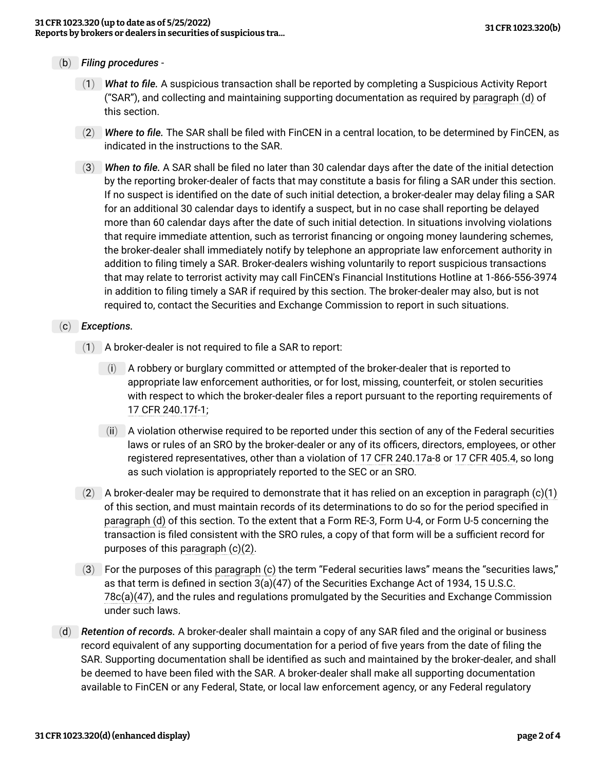(b) *Filing procedures* -

(1) ***What to file.*** A suspicious transaction shall be reported by completing a Suspicious Activity Report ("SAR"), and collecting and maintaining supporting documentation as required by paragraph (d) of this section.

(2) ***Where to file.*** The SAR shall be filed with FinCEN in a central location, to be determined by FinCEN, as indicated in the instructions to the SAR.

(3) ***When to file.*** A SAR shall be filed no later than 30 calendar days after the date of the initial detection by the reporting broker-dealer of facts that may constitute a basis for filing a SAR under this section. If no suspect is identified on the date of such initial detection, a broker-dealer may delay filing a SAR for an additional 30 calendar days to identify a suspect, but in no case shall reporting be delayed more than 60 calendar days after the date of such initial detection. In situations involving violations that require immediate attention, such as terrorist financing or ongoing money laundering schemes, the broker-dealer shall immediately notify by telephone an appropriate law enforcement authority in addition to filing timely a SAR. Broker-dealers wishing voluntarily to report suspicious transactions that may relate to terrorist activity may call FinCEN's Financial Institutions Hotline at 1-866-556-3974 in addition to filing timely a SAR if required by this section. The broker-dealer may also, but is not required to, contact the Securities and Exchange Commission to report in such situations.

(c) *Exceptions.*

(1) A broker-dealer is not required to file a SAR to report:

(i) A robbery or burglary committed or attempted of the broker-dealer that is reported to appropriate law enforcement authorities, or for lost, missing, counterfeit, or stolen securities with respect to which the broker-dealer files a report pursuant to the reporting requirements of 17 CFR 240.17f-1;

(ii) A violation otherwise required to be reported under this section of any of the Federal securities laws or rules of an SRO by the broker-dealer or any of its officers, directors, employees, or other registered representatives, other than a violation of 17 CFR 240.17a-8 or 17 CFR 405.4, so long as such violation is appropriately reported to the SEC or an SRO.

(2) A broker-dealer may be required to demonstrate that it has relied on an exception in paragraph (c)(1) of this section, and must maintain records of its determinations to do so for the period specified in paragraph (d) of this section. To the extent that a Form RE-3, Form U-4, or Form U-5 concerning the transaction is filed consistent with the SRO rules, a copy of that form will be a sufficient record for purposes of this paragraph (c)(2).

(3) For the purposes of this paragraph (c) the term "Federal securities laws" means the "securities laws," as that term is defined in section 3(a)(47) of the Securities Exchange Act of 1934, 15 U.S.C. 78c(a)(47), and the rules and regulations promulgated by the Securities and Exchange Commission under such laws.

(d) ***Retention of records.*** A broker-dealer shall maintain a copy of any SAR filed and the original or business record equivalent of any supporting documentation for a period of five years from the date of filing the SAR. Supporting documentation shall be identified as such and maintained by the broker-dealer, and shall be deemed to have been filed with the SAR. A broker-dealer shall make all supporting documentation available to FinCEN or any Federal, State, or local law enforcement agency, or any Federal regulatory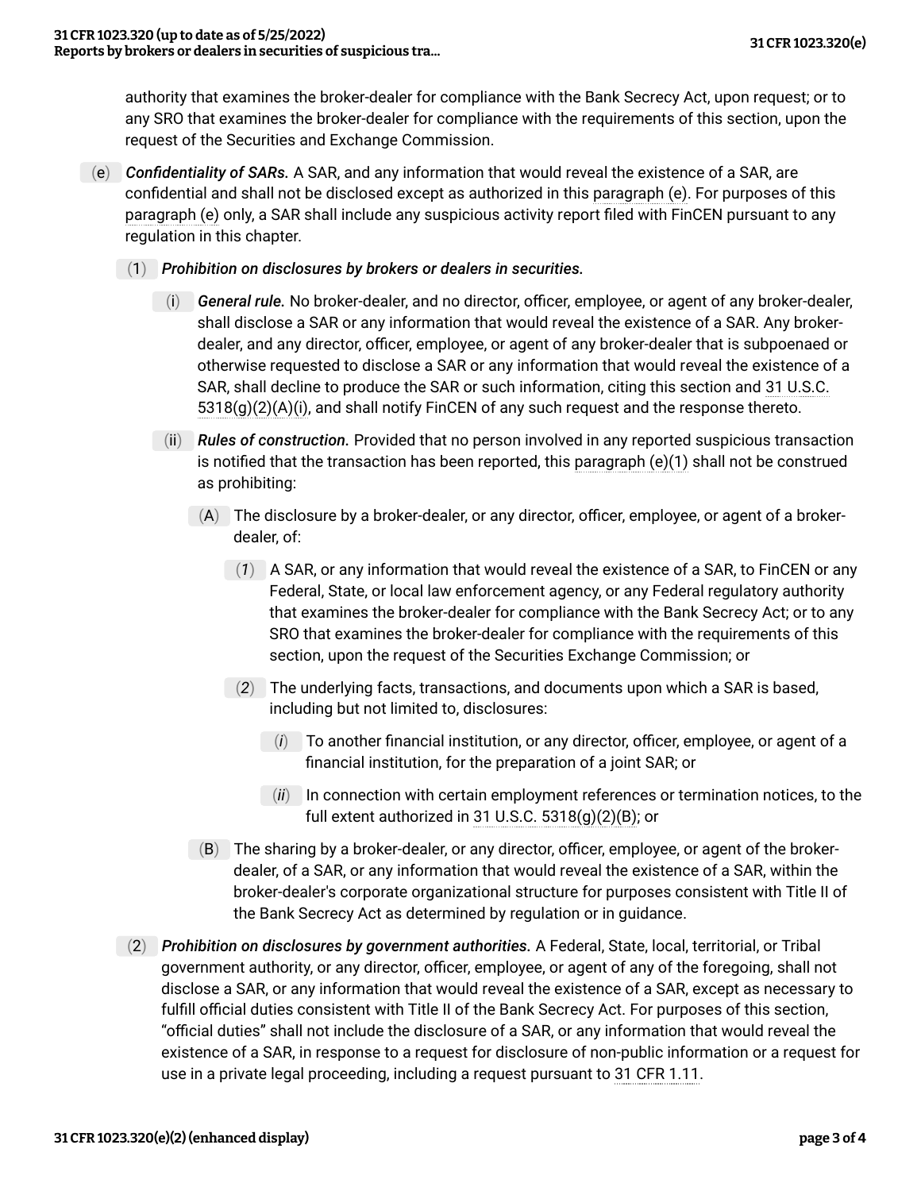authority that examines the broker-dealer for compliance with the Bank Secrecy Act, upon request; or to any SRO that examines the broker-dealer for compliance with the requirements of this section, upon the request of the Securities and Exchange Commission.

(e) ***Confidentiality of SARs.*** A SAR, and any information that would reveal the existence of a SAR, are confidential and shall not be disclosed except as authorized in this paragraph (e). For purposes of this paragraph (e) only, a SAR shall include any suspicious activity report filed with FinCEN pursuant to any regulation in this chapter.

(1) ***Prohibition on disclosures by brokers or dealers in securities.***

(i) ***General rule.*** No broker-dealer, and no director, officer, employee, or agent of any broker-dealer, shall disclose a SAR or any information that would reveal the existence of a SAR. Any broker-dealer, and any director, officer, employee, or agent of any broker-dealer that is subpoenaed or otherwise requested to disclose a SAR or any information that would reveal the existence of a SAR, shall decline to produce the SAR or such information, citing this section and 31 U.S.C. 5318(g)(2)(A)(i), and shall notify FinCEN of any such request and the response thereto.

(ii) ***Rules of construction.*** Provided that no person involved in any reported suspicious transaction is notified that the transaction has been reported, this paragraph (e)(1) shall not be construed as prohibiting:

(A) The disclosure by a broker-dealer, or any director, officer, employee, or agent of a broker-dealer, of:

(*1*) A SAR, or any information that would reveal the existence of a SAR, to FinCEN or any Federal, State, or local law enforcement agency, or any Federal regulatory authority that examines the broker-dealer for compliance with the Bank Secrecy Act; or to any SRO that examines the broker-dealer for compliance with the requirements of this section, upon the request of the Securities Exchange Commission; or

(*2*) The underlying facts, transactions, and documents upon which a SAR is based, including but not limited to, disclosures:

(*i*) To another financial institution, or any director, officer, employee, or agent of a financial institution, for the preparation of a joint SAR; or

(*ii*) In connection with certain employment references or termination notices, to the full extent authorized in 31 U.S.C. 5318(g)(2)(B); or

(B) The sharing by a broker-dealer, or any director, officer, employee, or agent of the broker-dealer, of a SAR, or any information that would reveal the existence of a SAR, within the broker-dealer's corporate organizational structure for purposes consistent with Title II of the Bank Secrecy Act as determined by regulation or in guidance.

(2) ***Prohibition on disclosures by government authorities.*** A Federal, State, local, territorial, or Tribal government authority, or any director, officer, employee, or agent of any of the foregoing, shall not disclose a SAR, or any information that would reveal the existence of a SAR, except as necessary to fulfill official duties consistent with Title II of the Bank Secrecy Act. For purposes of this section, "official duties" shall not include the disclosure of a SAR, or any information that would reveal the existence of a SAR, in response to a request for disclosure of non-public information or a request for use in a private legal proceeding, including a request pursuant to 31 CFR 1.11.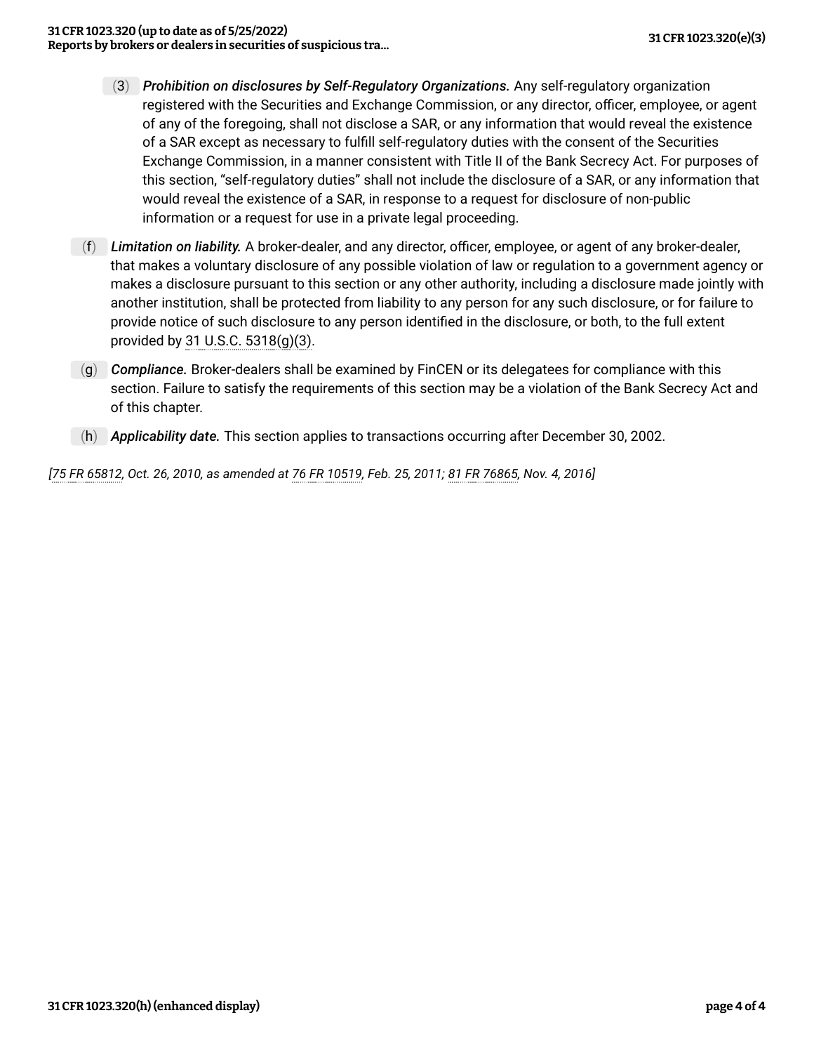(3) *Prohibition on disclosures by Self-Regulatory Organizations.* Any self-regulatory organization registered with the Securities and Exchange Commission, or any director, officer, employee, or agent of any of the foregoing, shall not disclose a SAR, or any information that would reveal the existence of a SAR except as necessary to fulfill self-regulatory duties with the consent of the Securities Exchange Commission, in a manner consistent with Title II of the Bank Secrecy Act. For purposes of this section, "self-regulatory duties" shall not include the disclosure of a SAR, or any information that would reveal the existence of a SAR, in response to a request for disclosure of non-public information or a request for use in a private legal proceeding.

(f) *Limitation on liability.* A broker-dealer, and any director, officer, employee, or agent of any broker-dealer, that makes a voluntary disclosure of any possible violation of law or regulation to a government agency or makes a disclosure pursuant to this section or any other authority, including a disclosure made jointly with another institution, shall be protected from liability to any person for any such disclosure, or for failure to provide notice of such disclosure to any person identified in the disclosure, or both, to the full extent provided by 31 U.S.C. 5318(g)(3).

(g) *Compliance.* Broker-dealers shall be examined by FinCEN or its delegatees for compliance with this section. Failure to satisfy the requirements of this section may be a violation of the Bank Secrecy Act and of this chapter.

(h) *Applicability date.* This section applies to transactions occurring after December 30, 2002.

*[75 FR 65812, Oct. 26, 2010, as amended at 76 FR 10519, Feb. 25, 2011; 81 FR 76865, Nov. 4, 2016]*